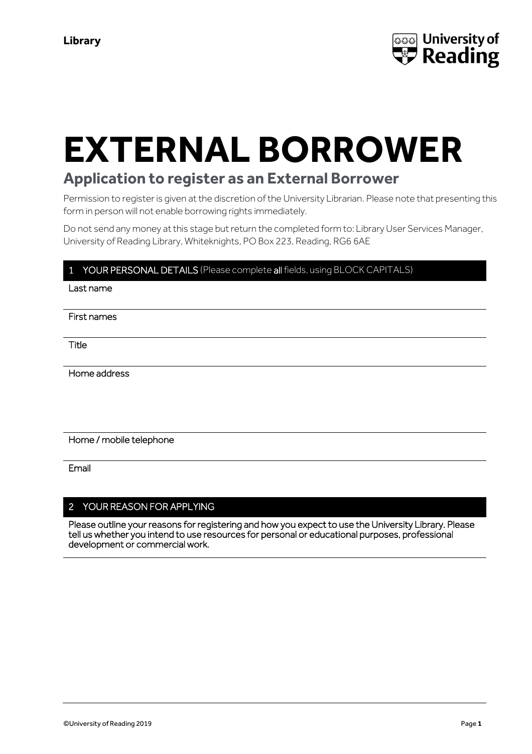**Library**

University of Reading

# EXTERNAL BORROWER

## Application to register as an External Borrower

Permission to register is given at the discretion of the University Librarian. Please note that presenting this form in person will not enable borrowing rights immediately.

Do not send any money at this stage but return the completed form to: Library User Services Manager, University of Reading Library, Whiteknights, PO Box 223, Reading, RG6 6AE

### 1 YOUR PERSONAL DETAILS (Please complete **all** fields, using BLOCK CAPITALS)

Last name

First names

Title

Home address

Home / mobile telephone

Email

### 2 YOUR REASON FOR APPLYING

Please outline your reasons for registering and how you expect to use the University Library. Please tell us whether you intend to use resources for personal or educational purposes, professional development or commercial work.

©University of Reading 2019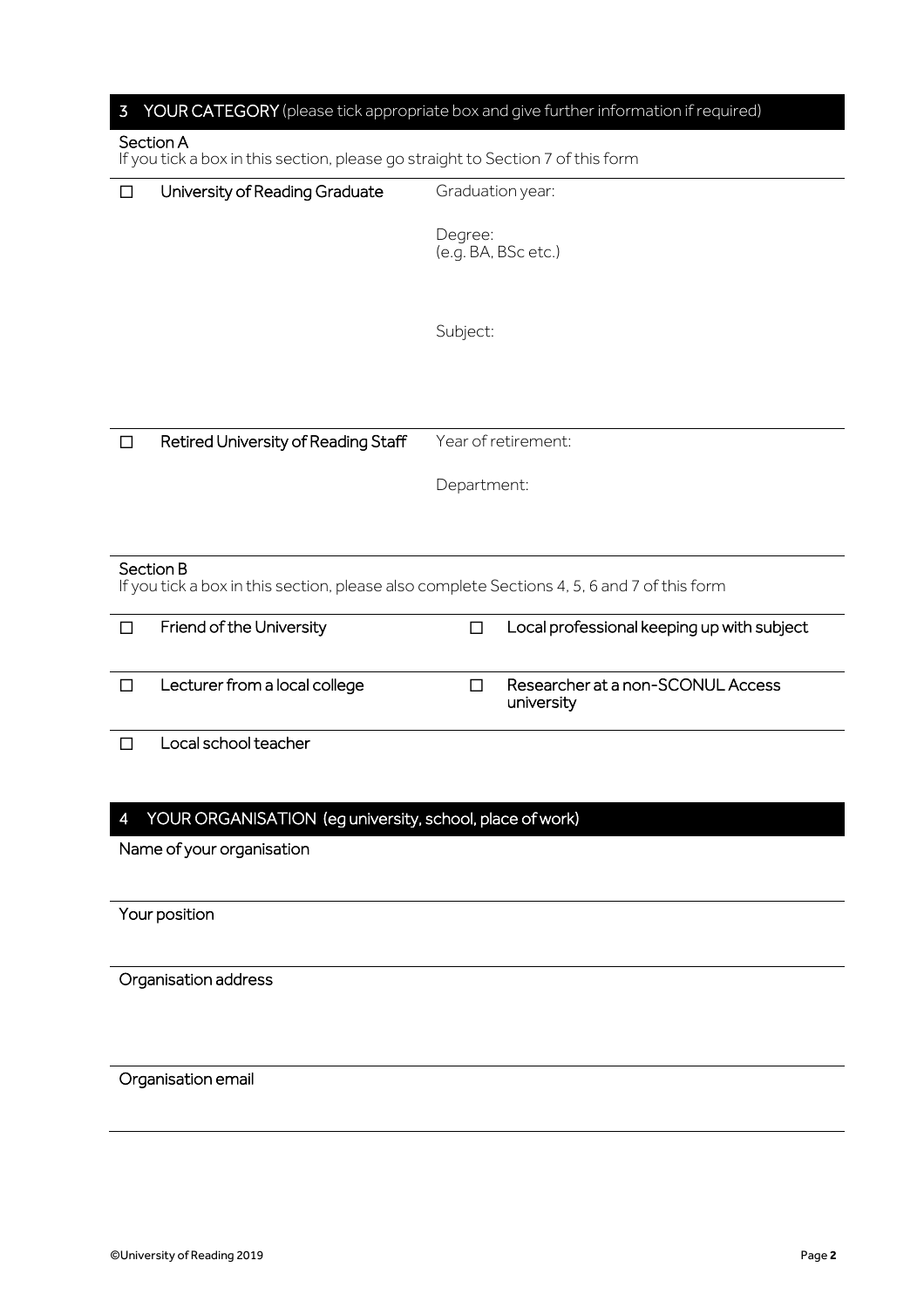## 3 YOUR CATEGORY (please tick appropriate box and give further information if required)

### Section A

If you tick a box in this section, please go straight to Section 7 of this form

| | | |
|---|---|---|
| ☐ | University of Reading Graduate | Graduation year: <br><br> Degree: (e.g. BA, BSc etc.) <br><br> Subject: |
| ☐ | Retired University of Reading Staff | Year of retirement: <br><br> Department: |

### Section B

If you tick a box in this section, please also complete Sections 4, 5, 6 and 7 of this form

| | | | |
|---|---|---|---|
| ☐ | Friend of the University | ☐ | Local professional keeping up with subject |
| ☐ | Lecturer from a local college | ☐ | Researcher at a non-SCONUL Access university |
| ☐ | Local school teacher | | |

## 4 YOUR ORGANISATION (eg university, school, place of work)

Name of your organisation

Your position

Organisation address

Organisation email

©University of Reading 2019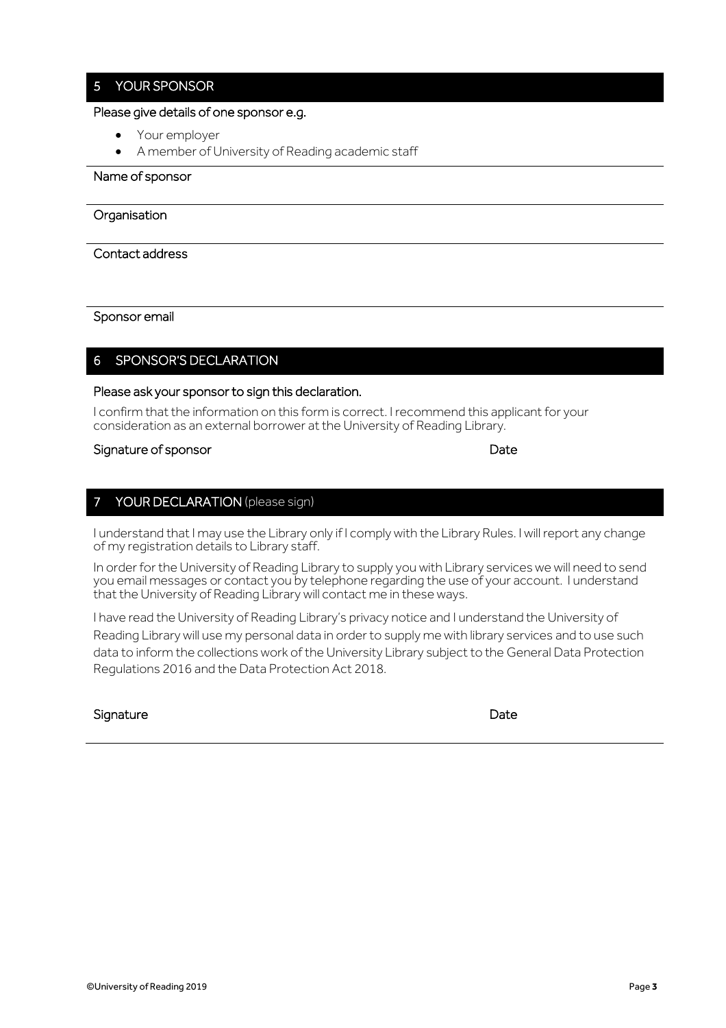## 5 YOUR SPONSOR

**Please give details of one sponsor e.g.**

- Your employer
- A member of University of Reading academic staff

**Name of sponsor**

**Organisation**

**Contact address**

**Sponsor email**

## 6 SPONSOR'S DECLARATION

**Please ask your sponsor to sign this declaration.**

I confirm that the information on this form is correct. I recommend this applicant for your consideration as an external borrower at the University of Reading Library.

**Signature of sponsor** **Date**

## 7 YOUR DECLARATION (please sign)

I understand that I may use the Library only if I comply with the Library Rules. I will report any change of my registration details to Library staff.

In order for the University of Reading Library to supply you with Library services we will need to send you email messages or contact you by telephone regarding the use of your account. I understand that the University of Reading Library will contact me in these ways.

I have read the University of Reading Library's privacy notice and I understand the University of Reading Library will use my personal data in order to supply me with library services and to use such data to inform the collections work of the University Library subject to the General Data Protection Regulations 2016 and the Data Protection Act 2018.

**Signature** **Date**

©University of Reading 2019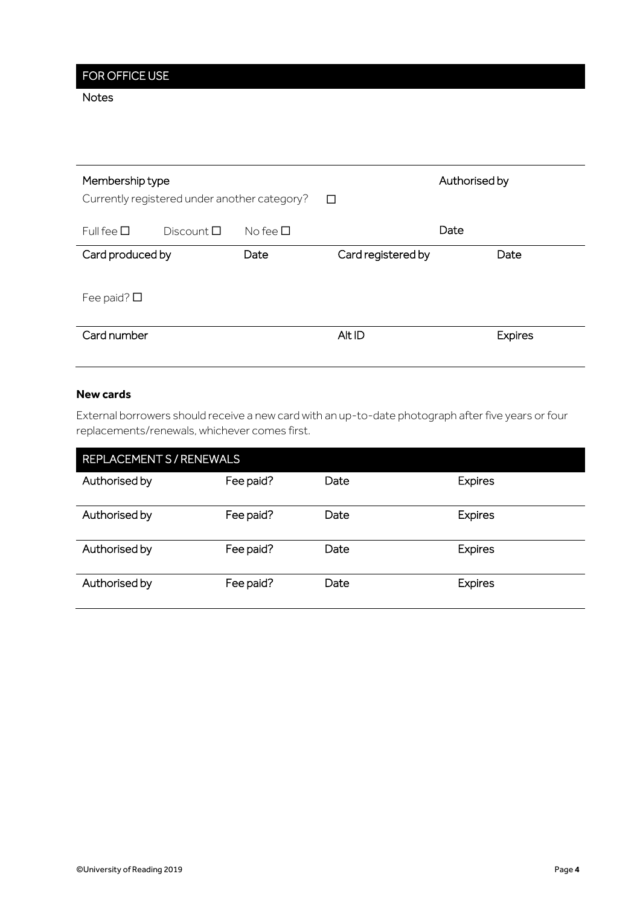## FOR OFFICE USE

Notes

Membership type

Currently registered under another category? ☐

Full fee ☐ Discount ☐ No fee ☐

Authorised by

Date

| Card produced by | Date | Card registered by | Date |
|---|---|---|---|
| Fee paid? ☐ | | | |
| Card number | | Alt ID | Expires |

**New cards**

External borrowers should receive a new card with an up-to-date photograph after five years or four replacements/renewals, whichever comes first.

## REPLACEMENT S / RENEWALS

| | | | |
|---|---|---|---|
| Authorised by | Fee paid? | Date | Expires |
| Authorised by | Fee paid? | Date | Expires |
| Authorised by | Fee paid? | Date | Expires |
| Authorised by | Fee paid? | Date | Expires |

©University of Reading 2019